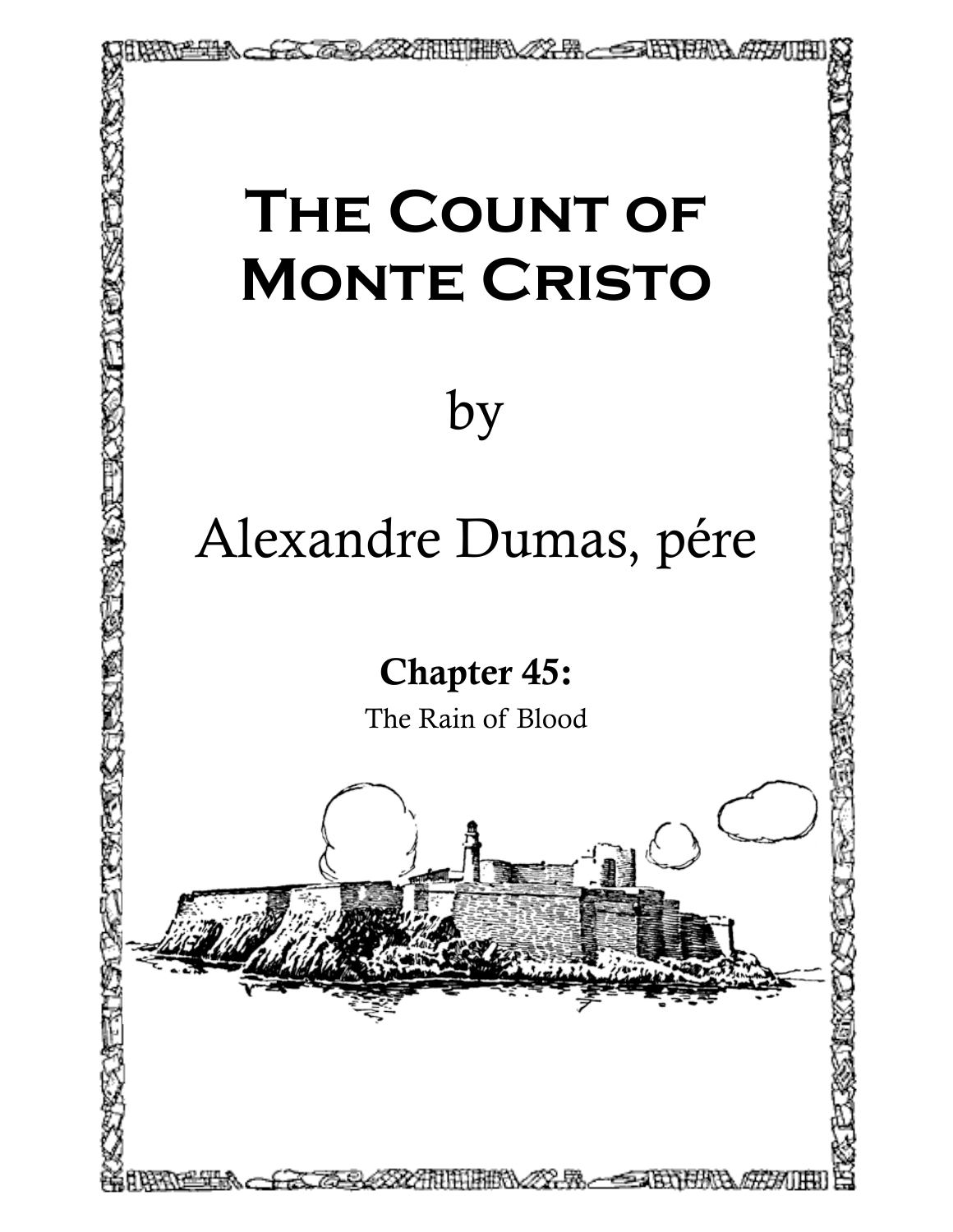# The Count of Monte Cristo

by

Alexandre Dumas, pére

## Chapter 45:

The Rain of Blood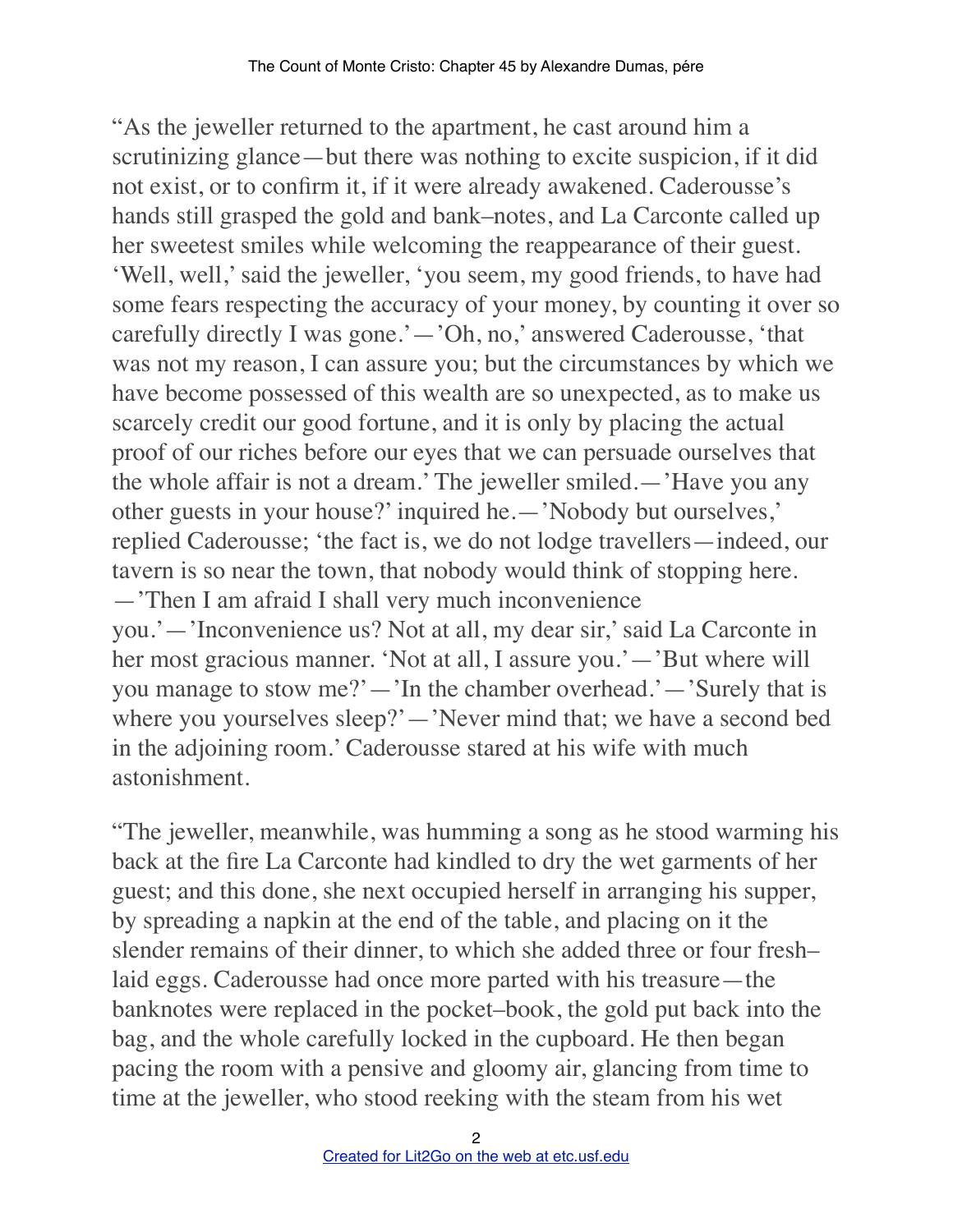"As the jeweller returned to the apartment, he cast around him a scrutinizing glance—but there was nothing to excite suspicion, if it did not exist, or to confirm it, if it were already awakened. Caderousse's hands still grasped the gold and bank–notes, and La Carconte called up her sweetest smiles while welcoming the reappearance of their guest. 'Well, well,' said the jeweller, 'you seem, my good friends, to have had some fears respecting the accuracy of your money, by counting it over so carefully directly I was gone.'—'Oh, no,' answered Caderousse, 'that was not my reason, I can assure you; but the circumstances by which we have become possessed of this wealth are so unexpected, as to make us scarcely credit our good fortune, and it is only by placing the actual proof of our riches before our eyes that we can persuade ourselves that the whole affair is not a dream.' The jeweller smiled.—'Have you any other guests in your house?' inquired he.—'Nobody but ourselves,' replied Caderousse; 'the fact is, we do not lodge travellers—indeed, our tavern is so near the town, that nobody would think of stopping here. —'Then I am afraid I shall very much inconvenience you.'—'Inconvenience us? Not at all, my dear sir,' said La Carconte in her most gracious manner. 'Not at all, I assure you.'—'But where will you manage to stow me?'—'In the chamber overhead.'—'Surely that is where you yourselves sleep?'—'Never mind that; we have a second bed in the adjoining room.' Caderousse stared at his wife with much astonishment.

"The jeweller, meanwhile, was humming a song as he stood warming his back at the fire La Carconte had kindled to dry the wet garments of her guest; and this done, she next occupied herself in arranging his supper, by spreading a napkin at the end of the table, and placing on it the slender remains of their dinner, to which she added three or four fresh–laid eggs. Caderousse had once more parted with his treasure—the banknotes were replaced in the pocket–book, the gold put back into the bag, and the whole carefully locked in the cupboard. He then began pacing the room with a pensive and gloomy air, glancing from time to time at the jeweller, who stood reeking with the steam from his wet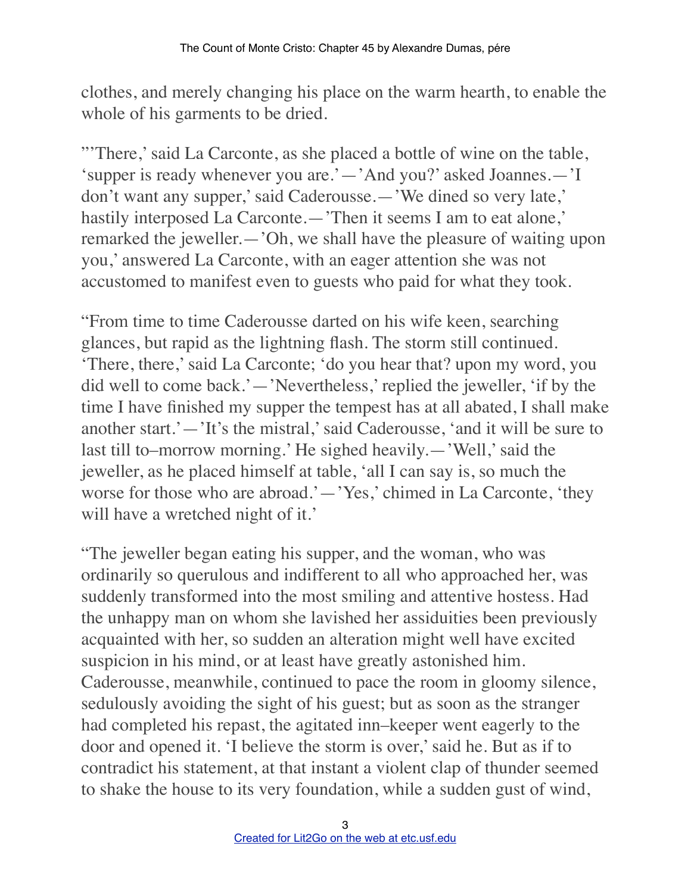clothes, and merely changing his place on the warm hearth, to enable the whole of his garments to be dried.

"'There,' said La Carconte, as she placed a bottle of wine on the table, 'supper is ready whenever you are.'—'And you?' asked Joannes.—'I don't want any supper,' said Caderousse.—'We dined so very late,' hastily interposed La Carconte.—'Then it seems I am to eat alone,' remarked the jeweller.—'Oh, we shall have the pleasure of waiting upon you,' answered La Carconte, with an eager attention she was not accustomed to manifest even to guests who paid for what they took.

"From time to time Caderousse darted on his wife keen, searching glances, but rapid as the lightning flash. The storm still continued. 'There, there,' said La Carconte; 'do you hear that? upon my word, you did well to come back.'—'Nevertheless,' replied the jeweller, 'if by the time I have finished my supper the tempest has at all abated, I shall make another start.'—'It's the mistral,' said Caderousse, 'and it will be sure to last till to–morrow morning.' He sighed heavily.—'Well,' said the jeweller, as he placed himself at table, 'all I can say is, so much the worse for those who are abroad.'—'Yes,' chimed in La Carconte, 'they will have a wretched night of it.'

"The jeweller began eating his supper, and the woman, who was ordinarily so querulous and indifferent to all who approached her, was suddenly transformed into the most smiling and attentive hostess. Had the unhappy man on whom she lavished her assiduities been previously acquainted with her, so sudden an alteration might well have excited suspicion in his mind, or at least have greatly astonished him. Caderousse, meanwhile, continued to pace the room in gloomy silence, sedulously avoiding the sight of his guest; but as soon as the stranger had completed his repast, the agitated inn–keeper went eagerly to the door and opened it. 'I believe the storm is over,' said he. But as if to contradict his statement, at that instant a violent clap of thunder seemed to shake the house to its very foundation, while a sudden gust of wind,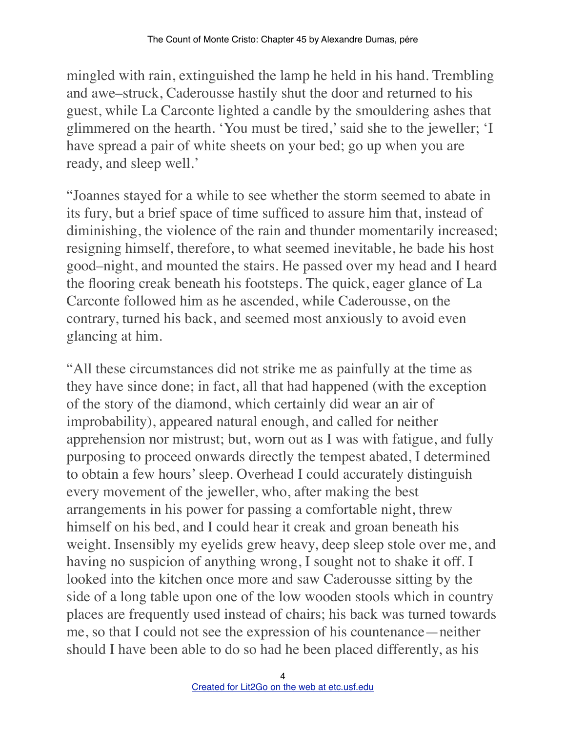mingled with rain, extinguished the lamp he held in his hand. Trembling and awe–struck, Caderousse hastily shut the door and returned to his guest, while La Carconte lighted a candle by the smouldering ashes that glimmered on the hearth. 'You must be tired,' said she to the jeweller; 'I have spread a pair of white sheets on your bed; go up when you are ready, and sleep well.'

"Joannes stayed for a while to see whether the storm seemed to abate in its fury, but a brief space of time sufficed to assure him that, instead of diminishing, the violence of the rain and thunder momentarily increased; resigning himself, therefore, to what seemed inevitable, he bade his host good–night, and mounted the stairs. He passed over my head and I heard the flooring creak beneath his footsteps. The quick, eager glance of La Carconte followed him as he ascended, while Caderousse, on the contrary, turned his back, and seemed most anxiously to avoid even glancing at him.

"All these circumstances did not strike me as painfully at the time as they have since done; in fact, all that had happened (with the exception of the story of the diamond, which certainly did wear an air of improbability), appeared natural enough, and called for neither apprehension nor mistrust; but, worn out as I was with fatigue, and fully purposing to proceed onwards directly the tempest abated, I determined to obtain a few hours' sleep. Overhead I could accurately distinguish every movement of the jeweller, who, after making the best arrangements in his power for passing a comfortable night, threw himself on his bed, and I could hear it creak and groan beneath his weight. Insensibly my eyelids grew heavy, deep sleep stole over me, and having no suspicion of anything wrong, I sought not to shake it off. I looked into the kitchen once more and saw Caderousse sitting by the side of a long table upon one of the low wooden stools which in country places are frequently used instead of chairs; his back was turned towards me, so that I could not see the expression of his countenance—neither should I have been able to do so had he been placed differently, as his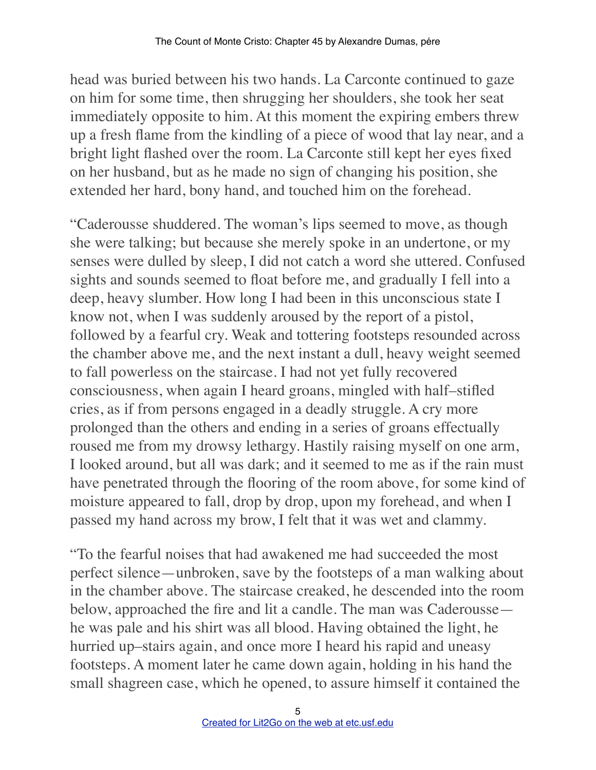head was buried between his two hands. La Carconte continued to gaze on him for some time, then shrugging her shoulders, she took her seat immediately opposite to him. At this moment the expiring embers threw up a fresh flame from the kindling of a piece of wood that lay near, and a bright light flashed over the room. La Carconte still kept her eyes fixed on her husband, but as he made no sign of changing his position, she extended her hard, bony hand, and touched him on the forehead.

"Caderousse shuddered. The woman's lips seemed to move, as though she were talking; but because she merely spoke in an undertone, or my senses were dulled by sleep, I did not catch a word she uttered. Confused sights and sounds seemed to float before me, and gradually I fell into a deep, heavy slumber. How long I had been in this unconscious state I know not, when I was suddenly aroused by the report of a pistol, followed by a fearful cry. Weak and tottering footsteps resounded across the chamber above me, and the next instant a dull, heavy weight seemed to fall powerless on the staircase. I had not yet fully recovered consciousness, when again I heard groans, mingled with half–stifled cries, as if from persons engaged in a deadly struggle. A cry more prolonged than the others and ending in a series of groans effectually roused me from my drowsy lethargy. Hastily raising myself on one arm, I looked around, but all was dark; and it seemed to me as if the rain must have penetrated through the flooring of the room above, for some kind of moisture appeared to fall, drop by drop, upon my forehead, and when I passed my hand across my brow, I felt that it was wet and clammy.

"To the fearful noises that had awakened me had succeeded the most perfect silence—unbroken, save by the footsteps of a man walking about in the chamber above. The staircase creaked, he descended into the room below, approached the fire and lit a candle. The man was Caderousse—he was pale and his shirt was all blood. Having obtained the light, he hurried up–stairs again, and once more I heard his rapid and uneasy footsteps. A moment later he came down again, holding in his hand the small shagreen case, which he opened, to assure himself it contained the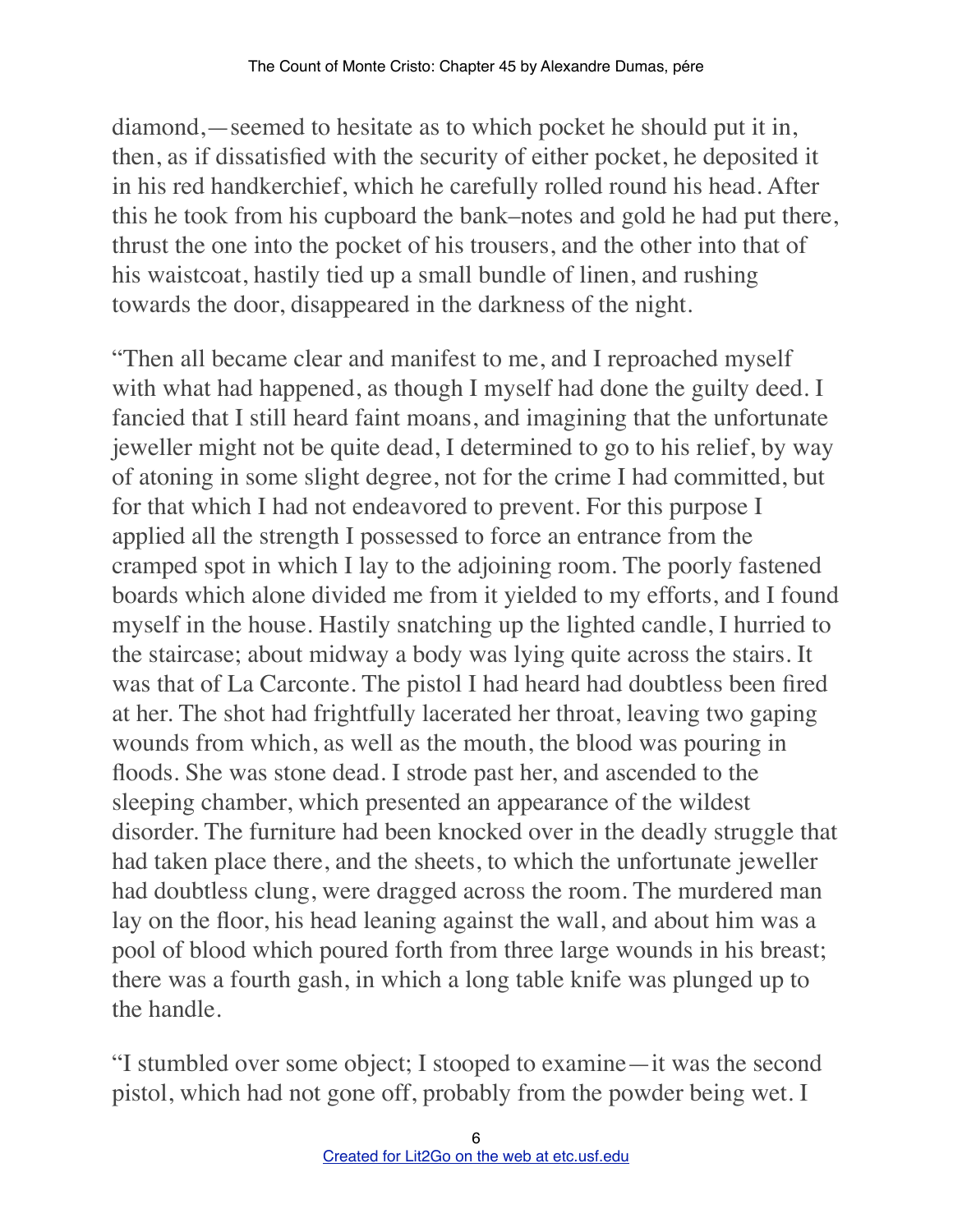diamond,—seemed to hesitate as to which pocket he should put it in, then, as if dissatisfied with the security of either pocket, he deposited it in his red handkerchief, which he carefully rolled round his head. After this he took from his cupboard the bank–notes and gold he had put there, thrust the one into the pocket of his trousers, and the other into that of his waistcoat, hastily tied up a small bundle of linen, and rushing towards the door, disappeared in the darkness of the night.

"Then all became clear and manifest to me, and I reproached myself with what had happened, as though I myself had done the guilty deed. I fancied that I still heard faint moans, and imagining that the unfortunate jeweller might not be quite dead, I determined to go to his relief, by way of atoning in some slight degree, not for the crime I had committed, but for that which I had not endeavored to prevent. For this purpose I applied all the strength I possessed to force an entrance from the cramped spot in which I lay to the adjoining room. The poorly fastened boards which alone divided me from it yielded to my efforts, and I found myself in the house. Hastily snatching up the lighted candle, I hurried to the staircase; about midway a body was lying quite across the stairs. It was that of La Carconte. The pistol I had heard had doubtless been fired at her. The shot had frightfully lacerated her throat, leaving two gaping wounds from which, as well as the mouth, the blood was pouring in floods. She was stone dead. I strode past her, and ascended to the sleeping chamber, which presented an appearance of the wildest disorder. The furniture had been knocked over in the deadly struggle that had taken place there, and the sheets, to which the unfortunate jeweller had doubtless clung, were dragged across the room. The murdered man lay on the floor, his head leaning against the wall, and about him was a pool of blood which poured forth from three large wounds in his breast; there was a fourth gash, in which a long table knife was plunged up to the handle.

"I stumbled over some object; I stooped to examine—it was the second pistol, which had not gone off, probably from the powder being wet. I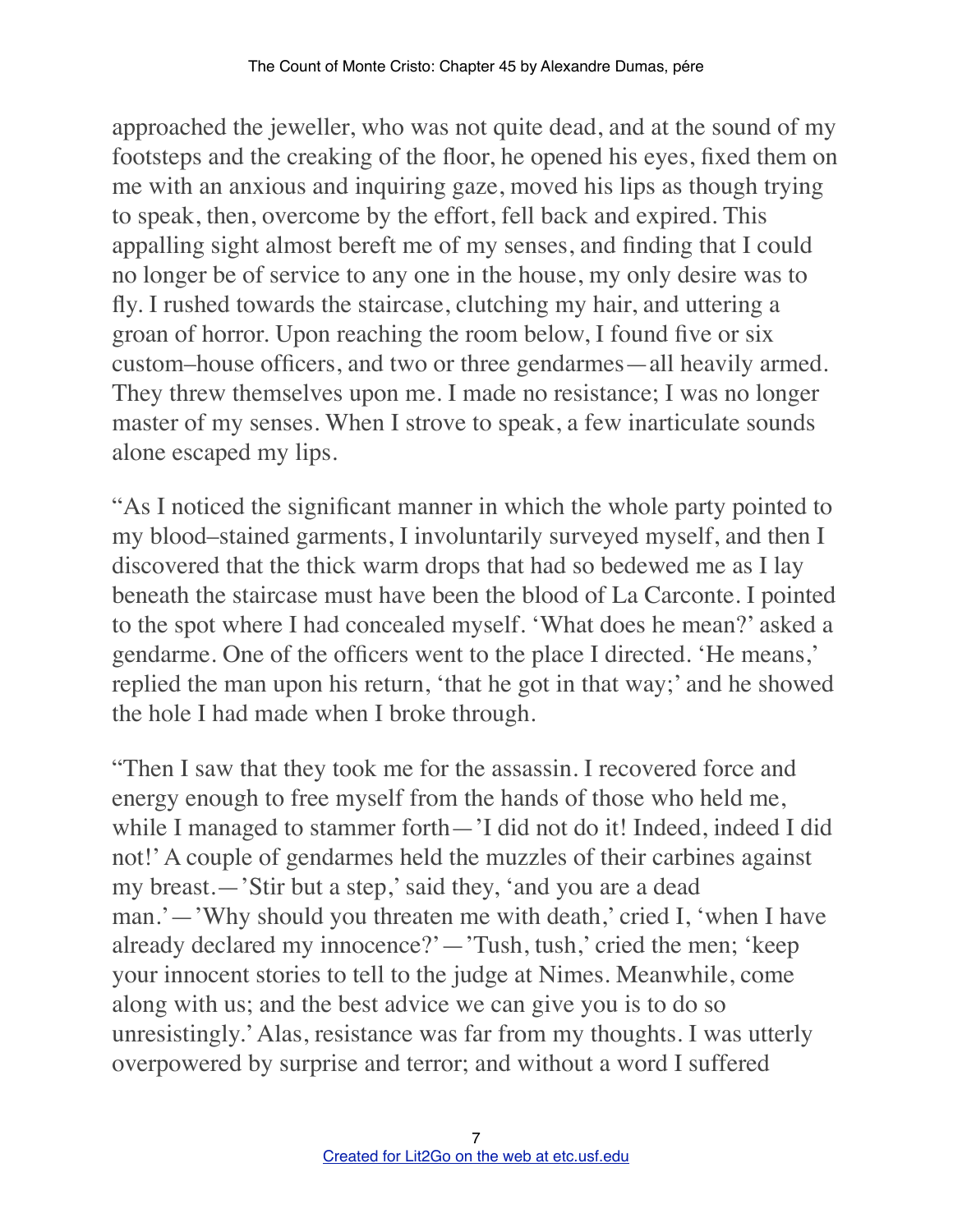approached the jeweller, who was not quite dead, and at the sound of my footsteps and the creaking of the floor, he opened his eyes, fixed them on me with an anxious and inquiring gaze, moved his lips as though trying to speak, then, overcome by the effort, fell back and expired. This appalling sight almost bereft me of my senses, and finding that I could no longer be of service to any one in the house, my only desire was to fly. I rushed towards the staircase, clutching my hair, and uttering a groan of horror. Upon reaching the room below, I found five or six custom–house officers, and two or three gendarmes—all heavily armed. They threw themselves upon me. I made no resistance; I was no longer master of my senses. When I strove to speak, a few inarticulate sounds alone escaped my lips.

"As I noticed the significant manner in which the whole party pointed to my blood–stained garments, I involuntarily surveyed myself, and then I discovered that the thick warm drops that had so bedewed me as I lay beneath the staircase must have been the blood of La Carconte. I pointed to the spot where I had concealed myself. 'What does he mean?' asked a gendarme. One of the officers went to the place I directed. 'He means,' replied the man upon his return, 'that he got in that way;' and he showed the hole I had made when I broke through.

"Then I saw that they took me for the assassin. I recovered force and energy enough to free myself from the hands of those who held me, while I managed to stammer forth—'I did not do it! Indeed, indeed I did not!' A couple of gendarmes held the muzzles of their carbines against my breast.—'Stir but a step,' said they, 'and you are a dead man.'—'Why should you threaten me with death,' cried I, 'when I have already declared my innocence?'—'Tush, tush,' cried the men; 'keep your innocent stories to tell to the judge at Nimes. Meanwhile, come along with us; and the best advice we can give you is to do so unresistingly.' Alas, resistance was far from my thoughts. I was utterly overpowered by surprise and terror; and without a word I suffered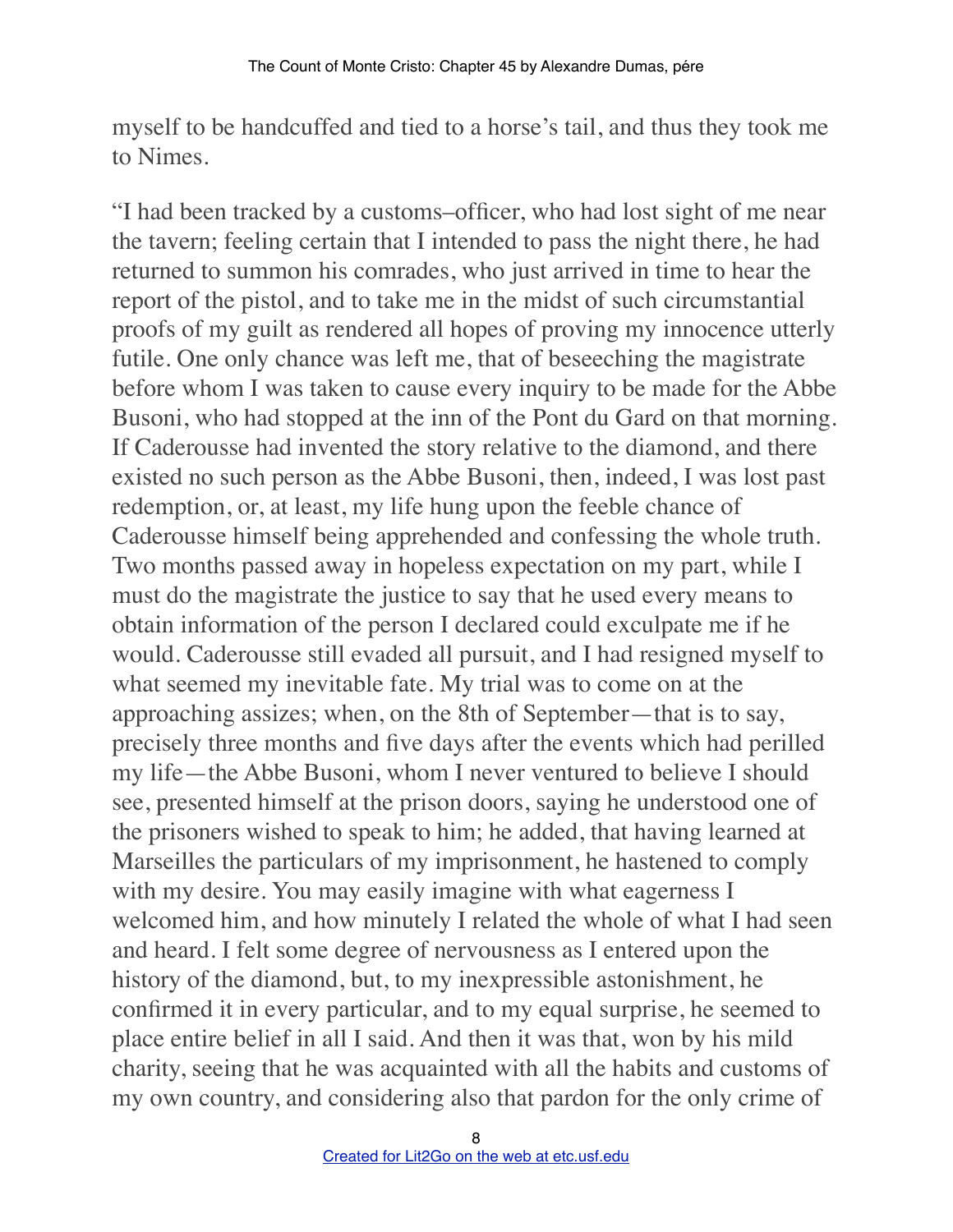myself to be handcuffed and tied to a horse's tail, and thus they took me to Nimes.

"I had been tracked by a customs–officer, who had lost sight of me near the tavern; feeling certain that I intended to pass the night there, he had returned to summon his comrades, who just arrived in time to hear the report of the pistol, and to take me in the midst of such circumstantial proofs of my guilt as rendered all hopes of proving my innocence utterly futile. One only chance was left me, that of beseeching the magistrate before whom I was taken to cause every inquiry to be made for the Abbe Busoni, who had stopped at the inn of the Pont du Gard on that morning. If Caderousse had invented the story relative to the diamond, and there existed no such person as the Abbe Busoni, then, indeed, I was lost past redemption, or, at least, my life hung upon the feeble chance of Caderousse himself being apprehended and confessing the whole truth. Two months passed away in hopeless expectation on my part, while I must do the magistrate the justice to say that he used every means to obtain information of the person I declared could exculpate me if he would. Caderousse still evaded all pursuit, and I had resigned myself to what seemed my inevitable fate. My trial was to come on at the approaching assizes; when, on the 8th of September—that is to say, precisely three months and five days after the events which had perilled my life—the Abbe Busoni, whom I never ventured to believe I should see, presented himself at the prison doors, saying he understood one of the prisoners wished to speak to him; he added, that having learned at Marseilles the particulars of my imprisonment, he hastened to comply with my desire. You may easily imagine with what eagerness I welcomed him, and how minutely I related the whole of what I had seen and heard. I felt some degree of nervousness as I entered upon the history of the diamond, but, to my inexpressible astonishment, he confirmed it in every particular, and to my equal surprise, he seemed to place entire belief in all I said. And then it was that, won by his mild charity, seeing that he was acquainted with all the habits and customs of my own country, and considering also that pardon for the only crime of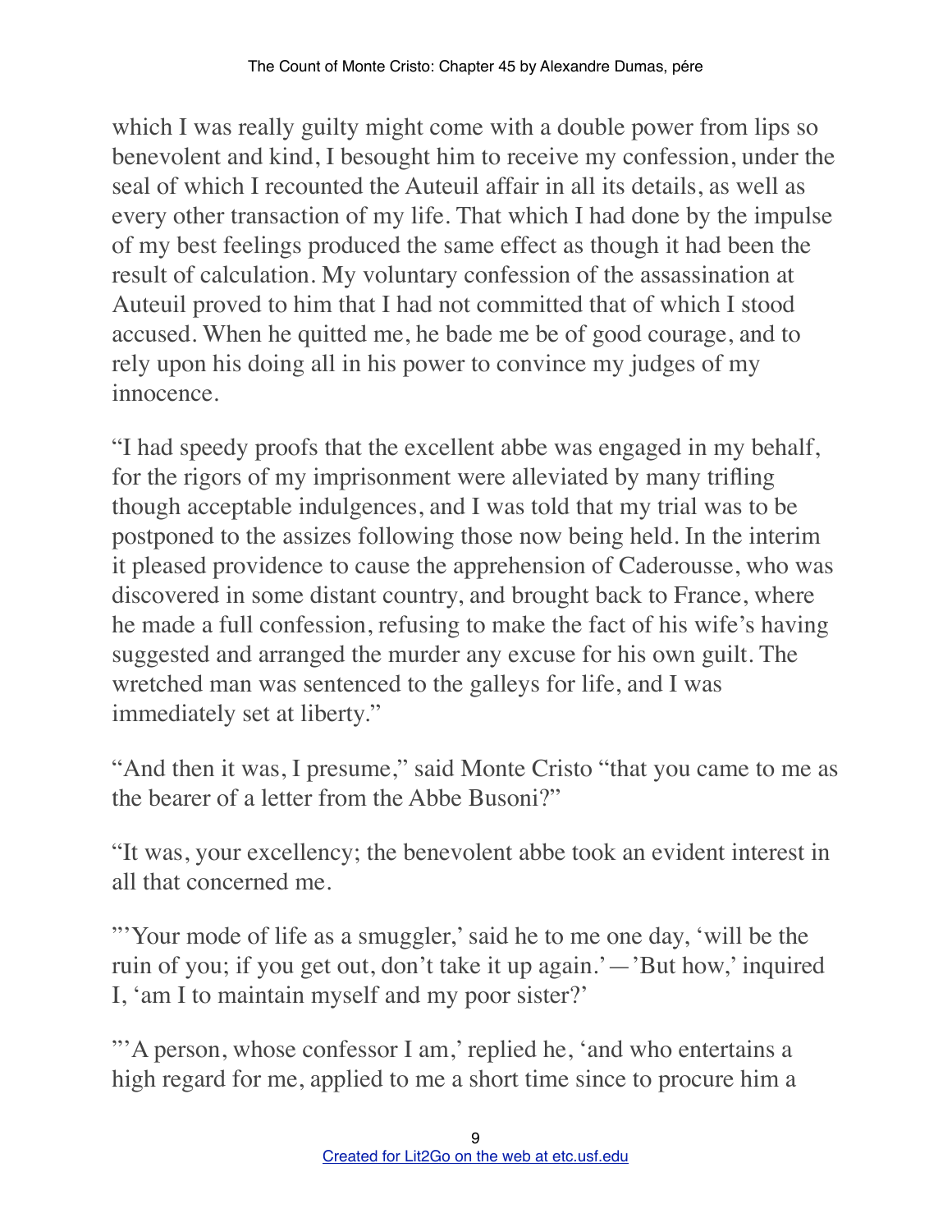which I was really guilty might come with a double power from lips so benevolent and kind, I besought him to receive my confession, under the seal of which I recounted the Auteuil affair in all its details, as well as every other transaction of my life. That which I had done by the impulse of my best feelings produced the same effect as though it had been the result of calculation. My voluntary confession of the assassination at Auteuil proved to him that I had not committed that of which I stood accused. When he quitted me, he bade me be of good courage, and to rely upon his doing all in his power to convince my judges of my innocence.

"I had speedy proofs that the excellent abbe was engaged in my behalf, for the rigors of my imprisonment were alleviated by many trifling though acceptable indulgences, and I was told that my trial was to be postponed to the assizes following those now being held. In the interim it pleased providence to cause the apprehension of Caderousse, who was discovered in some distant country, and brought back to France, where he made a full confession, refusing to make the fact of his wife's having suggested and arranged the murder any excuse for his own guilt. The wretched man was sentenced to the galleys for life, and I was immediately set at liberty."

"And then it was, I presume," said Monte Cristo "that you came to me as the bearer of a letter from the Abbe Busoni?"

"It was, your excellency; the benevolent abbe took an evident interest in all that concerned me.

"'Your mode of life as a smuggler,' said he to me one day, 'will be the ruin of you; if you get out, don't take it up again.'—'But how,' inquired I, 'am I to maintain myself and my poor sister?'

"'A person, whose confessor I am,' replied he, 'and who entertains a high regard for me, applied to me a short time since to procure him a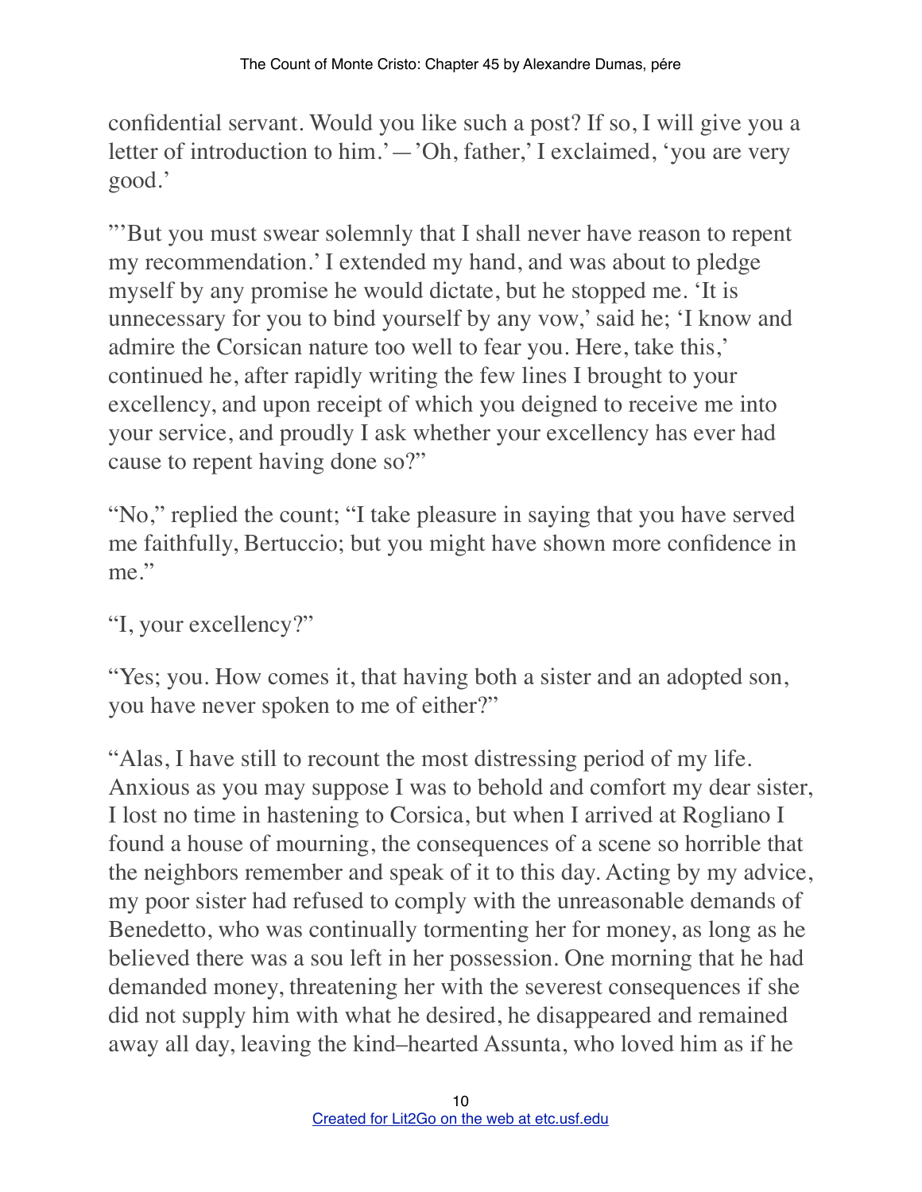confidential servant. Would you like such a post? If so, I will give you a letter of introduction to him.'—'Oh, father,' I exclaimed, 'you are very good.'

"'But you must swear solemnly that I shall never have reason to repent my recommendation.' I extended my hand, and was about to pledge myself by any promise he would dictate, but he stopped me. 'It is unnecessary for you to bind yourself by any vow,' said he; 'I know and admire the Corsican nature too well to fear you. Here, take this,' continued he, after rapidly writing the few lines I brought to your excellency, and upon receipt of which you deigned to receive me into your service, and proudly I ask whether your excellency has ever had cause to repent having done so?"

"No," replied the count; "I take pleasure in saying that you have served me faithfully, Bertuccio; but you might have shown more confidence in me."

"I, your excellency?"

"Yes; you. How comes it, that having both a sister and an adopted son, you have never spoken to me of either?"

"Alas, I have still to recount the most distressing period of my life. Anxious as you may suppose I was to behold and comfort my dear sister, I lost no time in hastening to Corsica, but when I arrived at Rogliano I found a house of mourning, the consequences of a scene so horrible that the neighbors remember and speak of it to this day. Acting by my advice, my poor sister had refused to comply with the unreasonable demands of Benedetto, who was continually tormenting her for money, as long as he believed there was a sou left in her possession. One morning that he had demanded money, threatening her with the severest consequences if she did not supply him with what he desired, he disappeared and remained away all day, leaving the kind–hearted Assunta, who loved him as if he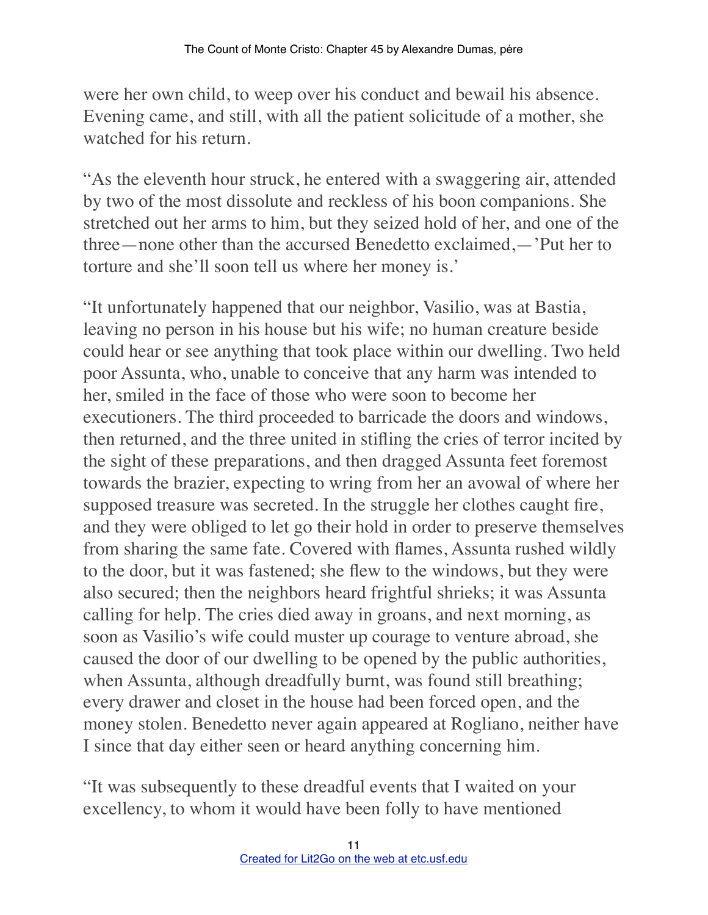were her own child, to weep over his conduct and bewail his absence. Evening came, and still, with all the patient solicitude of a mother, she watched for his return.

"As the eleventh hour struck, he entered with a swaggering air, attended by two of the most dissolute and reckless of his boon companions. She stretched out her arms to him, but they seized hold of her, and one of the three—none other than the accursed Benedetto exclaimed,—'Put her to torture and she'll soon tell us where her money is.'

"It unfortunately happened that our neighbor, Vasilio, was at Bastia, leaving no person in his house but his wife; no human creature beside could hear or see anything that took place within our dwelling. Two held poor Assunta, who, unable to conceive that any harm was intended to her, smiled in the face of those who were soon to become her executioners. The third proceeded to barricade the doors and windows, then returned, and the three united in stifling the cries of terror incited by the sight of these preparations, and then dragged Assunta feet foremost towards the brazier, expecting to wring from her an avowal of where her supposed treasure was secreted. In the struggle her clothes caught fire, and they were obliged to let go their hold in order to preserve themselves from sharing the same fate. Covered with flames, Assunta rushed wildly to the door, but it was fastened; she flew to the windows, but they were also secured; then the neighbors heard frightful shrieks; it was Assunta calling for help. The cries died away in groans, and next morning, as soon as Vasilio's wife could muster up courage to venture abroad, she caused the door of our dwelling to be opened by the public authorities, when Assunta, although dreadfully burnt, was found still breathing; every drawer and closet in the house had been forced open, and the money stolen. Benedetto never again appeared at Rogliano, neither have I since that day either seen or heard anything concerning him.

"It was subsequently to these dreadful events that I waited on your excellency, to whom it would have been folly to have mentioned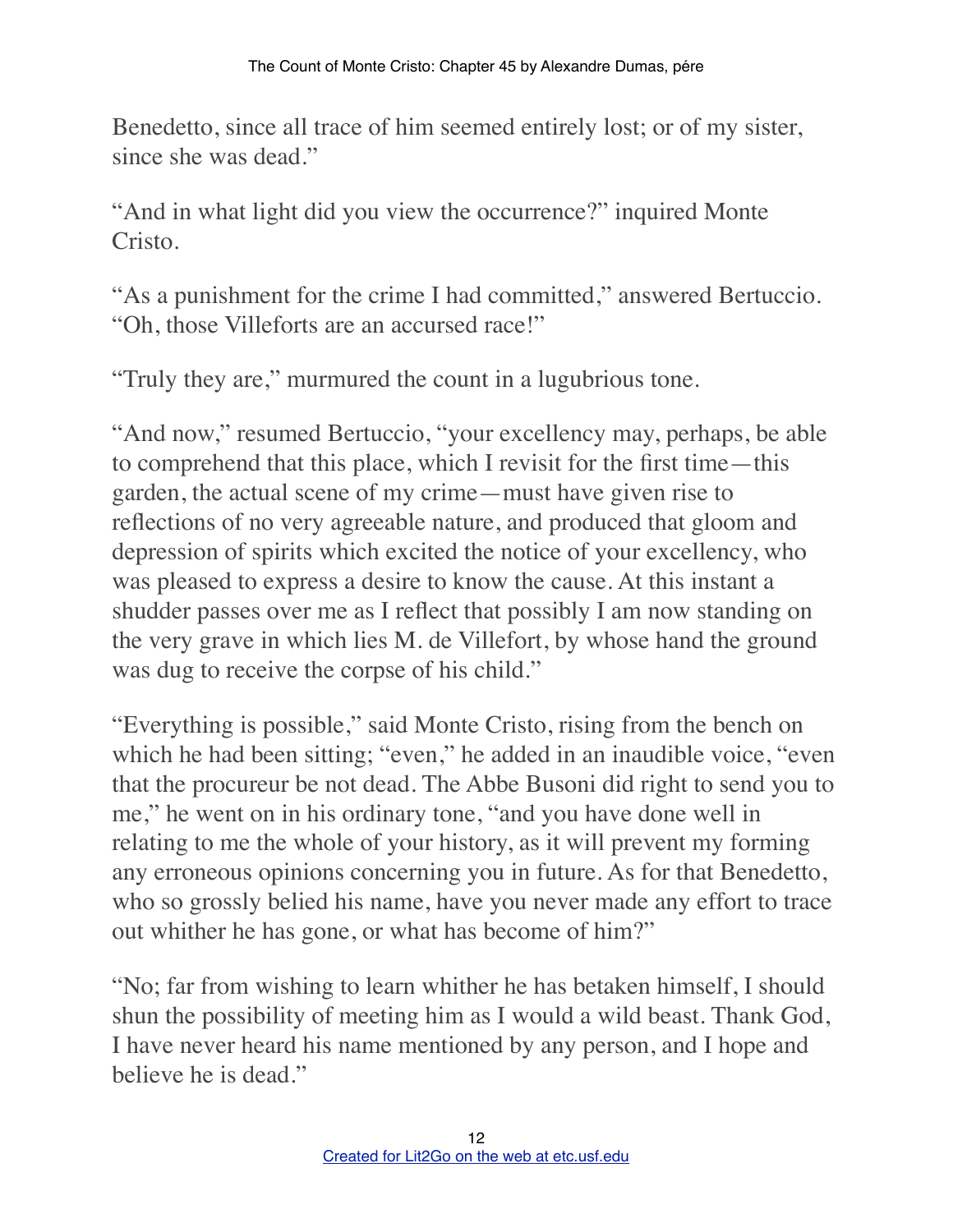Benedetto, since all trace of him seemed entirely lost; or of my sister, since she was dead."

"And in what light did you view the occurrence?" inquired Monte Cristo.

"As a punishment for the crime I had committed," answered Bertuccio. "Oh, those Villeforts are an accursed race!"

"Truly they are," murmured the count in a lugubrious tone.

"And now," resumed Bertuccio, "your excellency may, perhaps, be able to comprehend that this place, which I revisit for the first time—this garden, the actual scene of my crime—must have given rise to reflections of no very agreeable nature, and produced that gloom and depression of spirits which excited the notice of your excellency, who was pleased to express a desire to know the cause. At this instant a shudder passes over me as I reflect that possibly I am now standing on the very grave in which lies M. de Villefort, by whose hand the ground was dug to receive the corpse of his child."

"Everything is possible," said Monte Cristo, rising from the bench on which he had been sitting; "even," he added in an inaudible voice, "even that the procureur be not dead. The Abbe Busoni did right to send you to me," he went on in his ordinary tone, "and you have done well in relating to me the whole of your history, as it will prevent my forming any erroneous opinions concerning you in future. As for that Benedetto, who so grossly belied his name, have you never made any effort to trace out whither he has gone, or what has become of him?"

"No; far from wishing to learn whither he has betaken himself, I should shun the possibility of meeting him as I would a wild beast. Thank God, I have never heard his name mentioned by any person, and I hope and believe he is dead."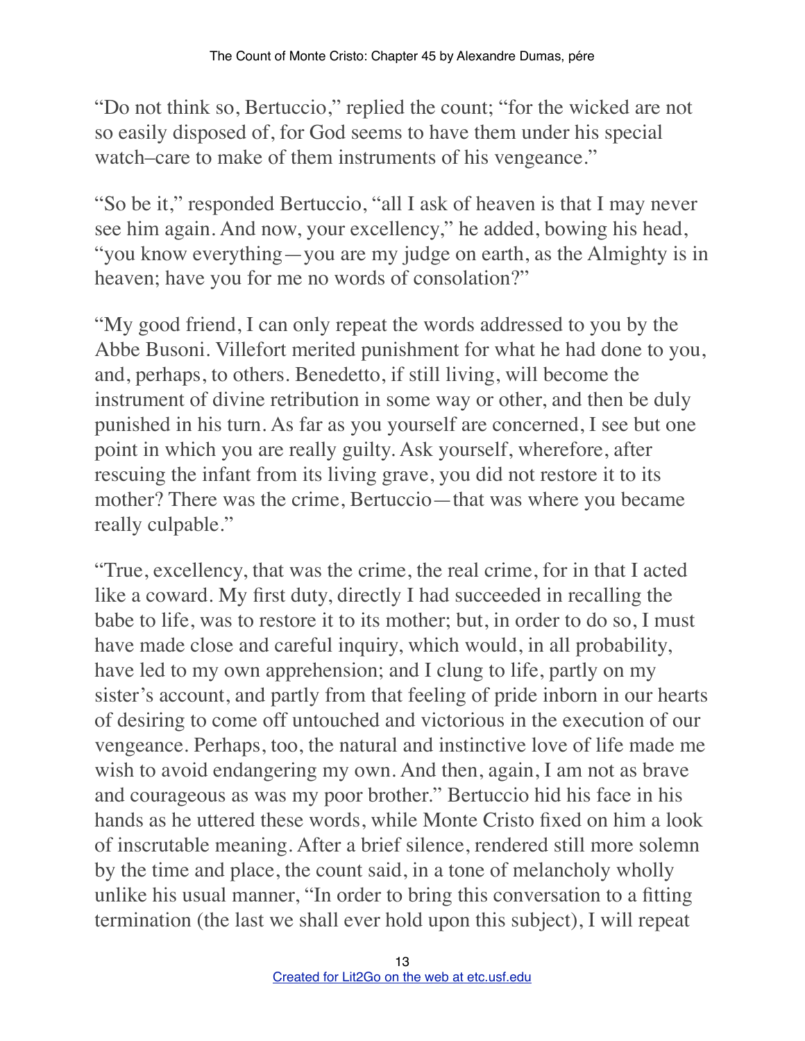"Do not think so, Bertuccio," replied the count; "for the wicked are not so easily disposed of, for God seems to have them under his special watch–care to make of them instruments of his vengeance."

"So be it," responded Bertuccio, "all I ask of heaven is that I may never see him again. And now, your excellency," he added, bowing his head, "you know everything—you are my judge on earth, as the Almighty is in heaven; have you for me no words of consolation?"

"My good friend, I can only repeat the words addressed to you by the Abbe Busoni. Villefort merited punishment for what he had done to you, and, perhaps, to others. Benedetto, if still living, will become the instrument of divine retribution in some way or other, and then be duly punished in his turn. As far as you yourself are concerned, I see but one point in which you are really guilty. Ask yourself, wherefore, after rescuing the infant from its living grave, you did not restore it to its mother? There was the crime, Bertuccio—that was where you became really culpable."

"True, excellency, that was the crime, the real crime, for in that I acted like a coward. My first duty, directly I had succeeded in recalling the babe to life, was to restore it to its mother; but, in order to do so, I must have made close and careful inquiry, which would, in all probability, have led to my own apprehension; and I clung to life, partly on my sister's account, and partly from that feeling of pride inborn in our hearts of desiring to come off untouched and victorious in the execution of our vengeance. Perhaps, too, the natural and instinctive love of life made me wish to avoid endangering my own. And then, again, I am not as brave and courageous as was my poor brother." Bertuccio hid his face in his hands as he uttered these words, while Monte Cristo fixed on him a look of inscrutable meaning. After a brief silence, rendered still more solemn by the time and place, the count said, in a tone of melancholy wholly unlike his usual manner, "In order to bring this conversation to a fitting termination (the last we shall ever hold upon this subject), I will repeat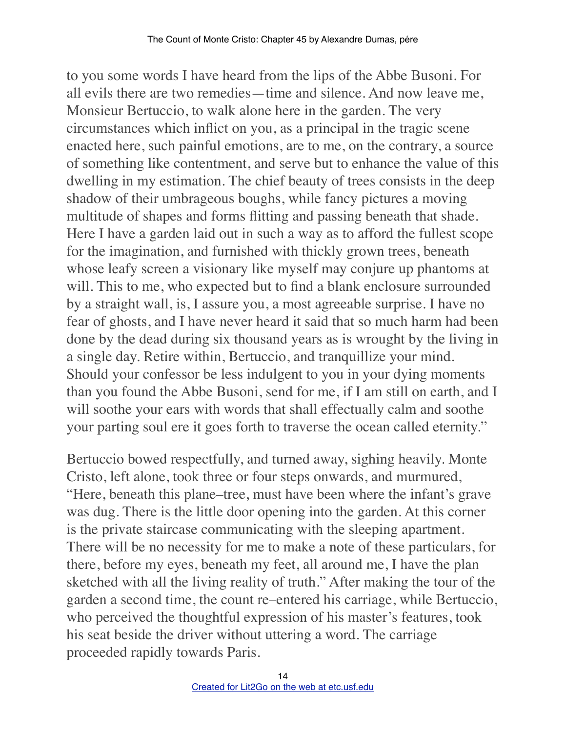to you some words I have heard from the lips of the Abbe Busoni. For all evils there are two remedies—time and silence. And now leave me, Monsieur Bertuccio, to walk alone here in the garden. The very circumstances which inflict on you, as a principal in the tragic scene enacted here, such painful emotions, are to me, on the contrary, a source of something like contentment, and serve but to enhance the value of this dwelling in my estimation. The chief beauty of trees consists in the deep shadow of their umbrageous boughs, while fancy pictures a moving multitude of shapes and forms flitting and passing beneath that shade. Here I have a garden laid out in such a way as to afford the fullest scope for the imagination, and furnished with thickly grown trees, beneath whose leafy screen a visionary like myself may conjure up phantoms at will. This to me, who expected but to find a blank enclosure surrounded by a straight wall, is, I assure you, a most agreeable surprise. I have no fear of ghosts, and I have never heard it said that so much harm had been done by the dead during six thousand years as is wrought by the living in a single day. Retire within, Bertuccio, and tranquillize your mind. Should your confessor be less indulgent to you in your dying moments than you found the Abbe Busoni, send for me, if I am still on earth, and I will soothe your ears with words that shall effectually calm and soothe your parting soul ere it goes forth to traverse the ocean called eternity."

Bertuccio bowed respectfully, and turned away, sighing heavily. Monte Cristo, left alone, took three or four steps onwards, and murmured, "Here, beneath this plane–tree, must have been where the infant's grave was dug. There is the little door opening into the garden. At this corner is the private staircase communicating with the sleeping apartment. There will be no necessity for me to make a note of these particulars, for there, before my eyes, beneath my feet, all around me, I have the plan sketched with all the living reality of truth." After making the tour of the garden a second time, the count re–entered his carriage, while Bertuccio, who perceived the thoughtful expression of his master's features, took his seat beside the driver without uttering a word. The carriage proceeded rapidly towards Paris.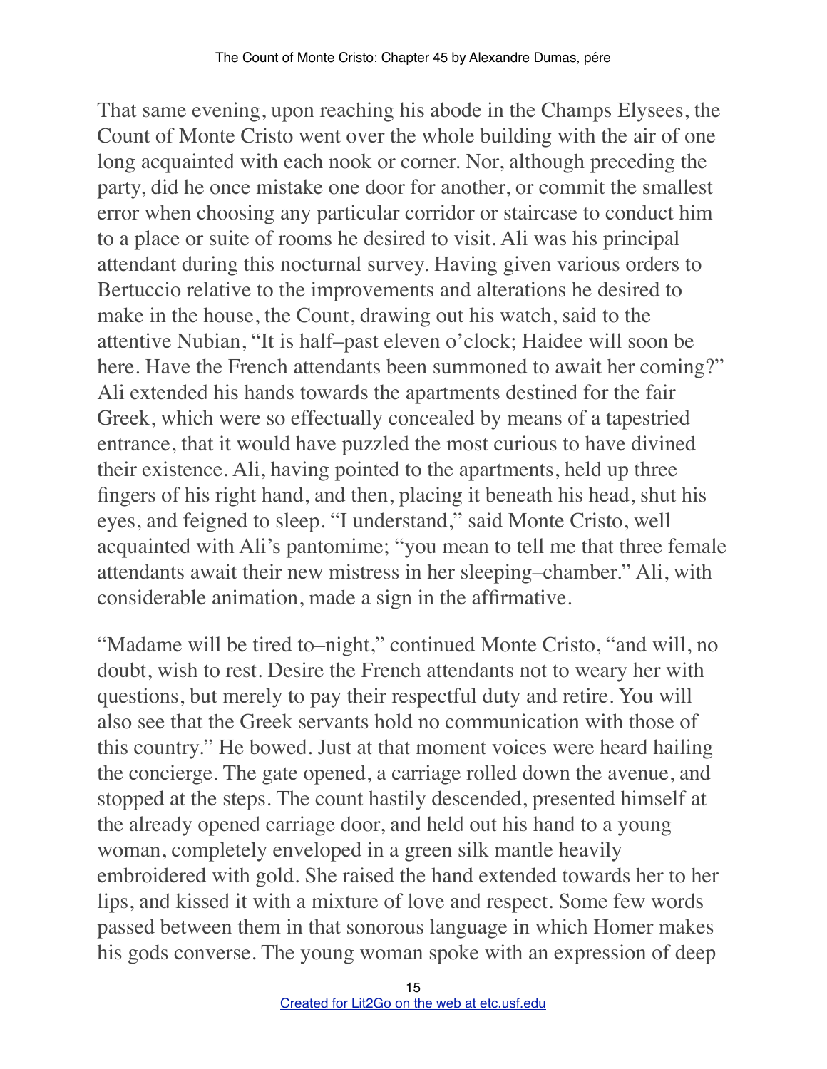That same evening, upon reaching his abode in the Champs Elysees, the Count of Monte Cristo went over the whole building with the air of one long acquainted with each nook or corner. Nor, although preceding the party, did he once mistake one door for another, or commit the smallest error when choosing any particular corridor or staircase to conduct him to a place or suite of rooms he desired to visit. Ali was his principal attendant during this nocturnal survey. Having given various orders to Bertuccio relative to the improvements and alterations he desired to make in the house, the Count, drawing out his watch, said to the attentive Nubian, "It is half–past eleven o'clock; Haidee will soon be here. Have the French attendants been summoned to await her coming?" Ali extended his hands towards the apartments destined for the fair Greek, which were so effectually concealed by means of a tapestried entrance, that it would have puzzled the most curious to have divined their existence. Ali, having pointed to the apartments, held up three fingers of his right hand, and then, placing it beneath his head, shut his eyes, and feigned to sleep. "I understand," said Monte Cristo, well acquainted with Ali's pantomime; "you mean to tell me that three female attendants await their new mistress in her sleeping–chamber." Ali, with considerable animation, made a sign in the affirmative.

"Madame will be tired to–night," continued Monte Cristo, "and will, no doubt, wish to rest. Desire the French attendants not to weary her with questions, but merely to pay their respectful duty and retire. You will also see that the Greek servants hold no communication with those of this country." He bowed. Just at that moment voices were heard hailing the concierge. The gate opened, a carriage rolled down the avenue, and stopped at the steps. The count hastily descended, presented himself at the already opened carriage door, and held out his hand to a young woman, completely enveloped in a green silk mantle heavily embroidered with gold. She raised the hand extended towards her to her lips, and kissed it with a mixture of love and respect. Some few words passed between them in that sonorous language in which Homer makes his gods converse. The young woman spoke with an expression of deep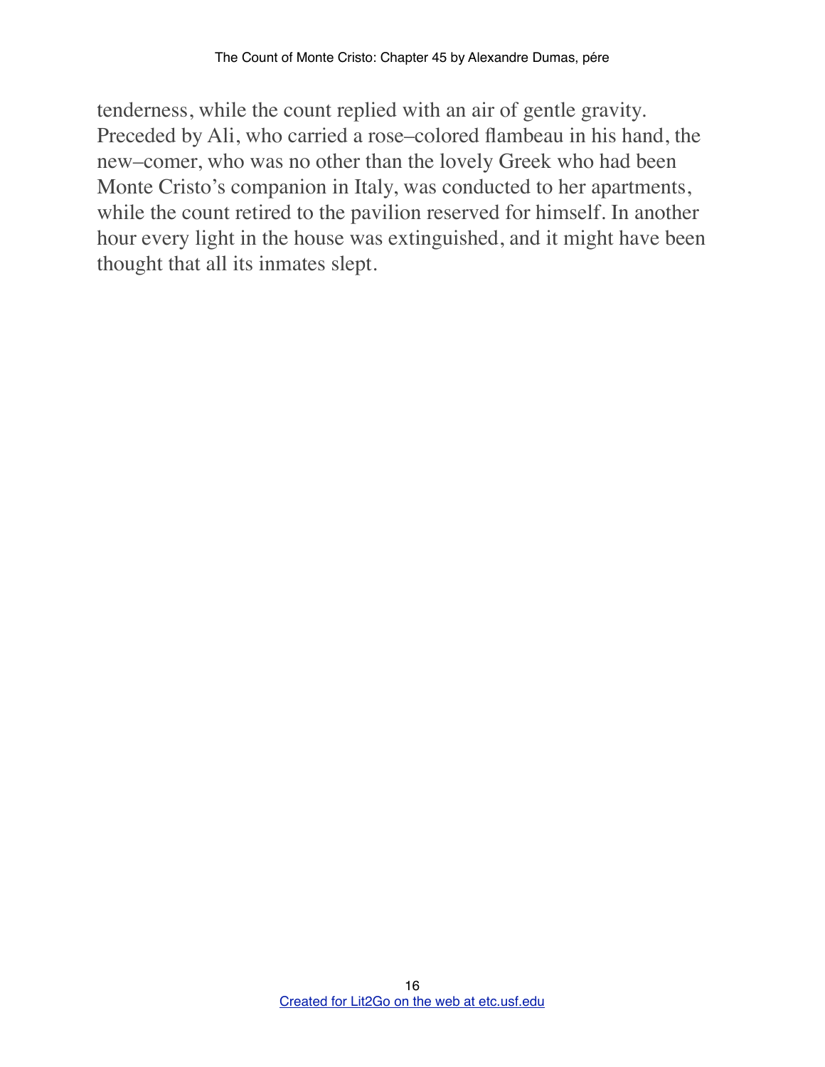tenderness, while the count replied with an air of gentle gravity. Preceded by Ali, who carried a rose–colored flambeau in his hand, the new–comer, who was no other than the lovely Greek who had been Monte Cristo's companion in Italy, was conducted to her apartments, while the count retired to the pavilion reserved for himself. In another hour every light in the house was extinguished, and it might have been thought that all its inmates slept.